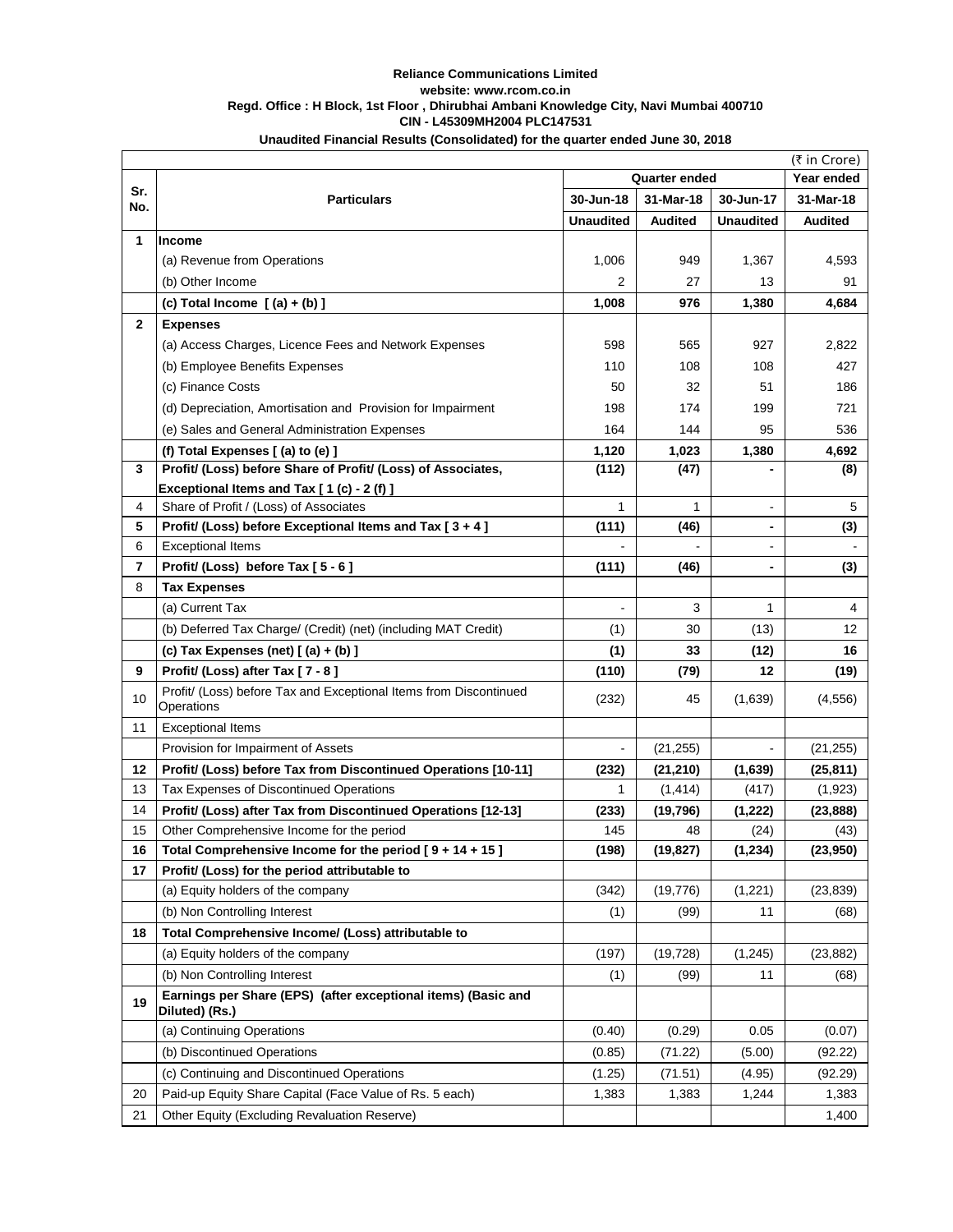**Reliance Communications Limited**
**website: www.rcom.co.in**
**Regd. Office : H Block, 1st Floor , Dhirubhai Ambani Knowledge City, Navi Mumbai 400710**
**CIN - L45309MH2004 PLC147531**

**Unaudited Financial Results (Consolidated) for the quarter ended June 30, 2018**

(₹ in Crore)

| Sr. No. | Particulars | Quarter ended | | | Year ended |
|---|---|---|---|---|---|
| | | 30-Jun-18 | 31-Mar-18 | 30-Jun-17 | 31-Mar-18 |
| | | Unaudited | Audited | Unaudited | Audited |
| **1** | **Income** | | | | |
| | (a) Revenue from Operations | 1,006 | 949 | 1,367 | 4,593 |
| | (b) Other Income | 2 | 27 | 13 | 91 |
| | **(c) Total Income [ (a) + (b) ]** | **1,008** | **976** | **1,380** | **4,684** |
| **2** | **Expenses** | | | | |
| | (a) Access Charges, Licence Fees and Network Expenses | 598 | 565 | 927 | 2,822 |
| | (b) Employee Benefits Expenses | 110 | 108 | 108 | 427 |
| | (c) Finance Costs | 50 | 32 | 51 | 186 |
| | (d) Depreciation, Amortisation and Provision for Impairment | 198 | 174 | 199 | 721 |
| | (e) Sales and General Administration Expenses | 164 | 144 | 95 | 536 |
| | **(f) Total Expenses [ (a) to (e) ]** | **1,120** | **1,023** | **1,380** | **4,692** |
| **3** | **Profit/ (Loss) before Share of Profit/ (Loss) of Associates, Exceptional Items and Tax [ 1 (c) - 2 (f) ]** | **(112)** | **(47)** | **-** | **(8)** |
| 4 | Share of Profit / (Loss) of Associates | 1 | 1 | - | 5 |
| **5** | **Profit/ (Loss) before Exceptional Items and Tax [ 3 + 4 ]** | **(111)** | **(46)** | **-** | **(3)** |
| 6 | Exceptional Items | - | - | - | - |
| **7** | **Profit/ (Loss) before Tax [ 5 - 6 ]** | **(111)** | **(46)** | **-** | **(3)** |
| 8 | **Tax Expenses** | | | | |
| | (a) Current Tax | - | 3 | 1 | 4 |
| | (b) Deferred Tax Charge/ (Credit) (net) (including MAT Credit) | (1) | 30 | (13) | 12 |
| | **(c) Tax Expenses (net) [ (a) + (b) ]** | **(1)** | **33** | **(12)** | **16** |
| **9** | **Profit/ (Loss) after Tax [ 7 - 8 ]** | **(110)** | **(79)** | **12** | **(19)** |
| 10 | Profit/ (Loss) before Tax and Exceptional Items from Discontinued Operations | (232) | 45 | (1,639) | (4,556) |
| 11 | Exceptional Items | | | | |
| | Provision for Impairment of Assets | - | (21,255) | - | (21,255) |
| **12** | **Profit/ (Loss) before Tax from Discontinued Operations [10-11]** | **(232)** | **(21,210)** | **(1,639)** | **(25,811)** |
| 13 | Tax Expenses of Discontinued Operations | 1 | (1,414) | (417) | (1,923) |
| 14 | **Profit/ (Loss) after Tax from Discontinued Operations [12-13]** | **(233)** | **(19,796)** | **(1,222)** | **(23,888)** |
| 15 | Other Comprehensive Income for the period | 145 | 48 | (24) | (43) |
| **16** | **Total Comprehensive Income for the period [ 9 + 14 + 15 ]** | **(198)** | **(19,827)** | **(1,234)** | **(23,950)** |
| **17** | **Profit/ (Loss) for the period attributable to** | | | | |
| | (a) Equity holders of the company | (342) | (19,776) | (1,221) | (23,839) |
| | (b) Non Controlling Interest | (1) | (99) | 11 | (68) |
| **18** | **Total Comprehensive Income/ (Loss) attributable to** | | | | |
| | (a) Equity holders of the company | (197) | (19,728) | (1,245) | (23,882) |
| | (b) Non Controlling Interest | (1) | (99) | 11 | (68) |
| **19** | **Earnings per Share (EPS) (after exceptional items) (Basic and Diluted) (Rs.)** | | | | |
| | (a) Continuing Operations | (0.40) | (0.29) | 0.05 | (0.07) |
| | (b) Discontinued Operations | (0.85) | (71.22) | (5.00) | (92.22) |
| | (c) Continuing and Discontinued Operations | (1.25) | (71.51) | (4.95) | (92.29) |
| 20 | Paid-up Equity Share Capital (Face Value of Rs. 5 each) | 1,383 | 1,383 | 1,244 | 1,383 |
| 21 | Other Equity (Excluding Revaluation Reserve) | | | | 1,400 |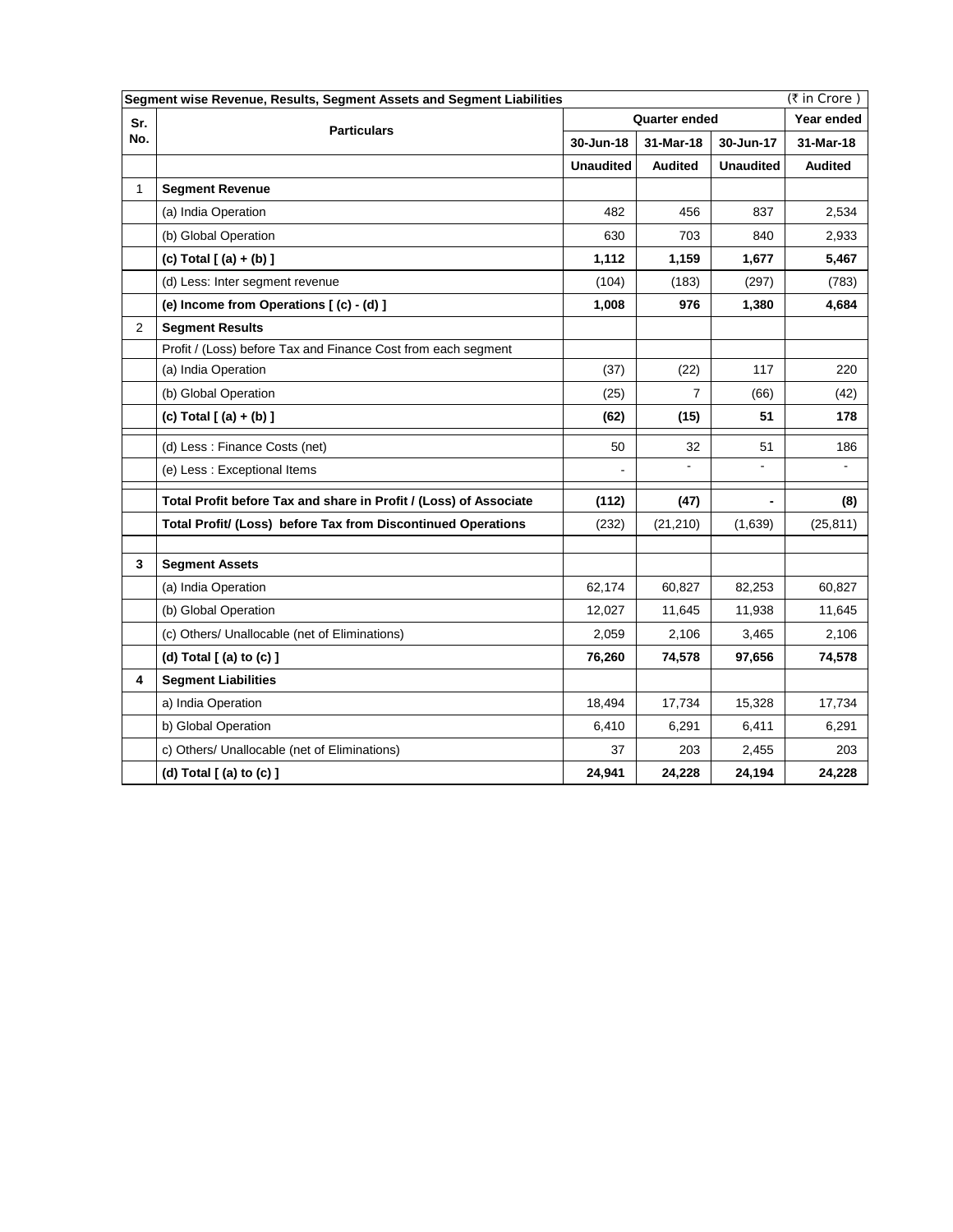| Segment wise Revenue, Results, Segment Assets and Segment Liabilities | | | | | (₹ in Crore ) |
|---|---|---|---|---|---|
| Sr. No. | Particulars | Quarter ended | | | Year ended |
| | | 30-Jun-18 | 31-Mar-18 | 30-Jun-17 | 31-Mar-18 |
| | | **Unaudited** | **Audited** | **Unaudited** | **Audited** |
| 1 | **Segment Revenue** | | | | |
| | (a) India Operation | 482 | 456 | 837 | 2,534 |
| | (b) Global Operation | 630 | 703 | 840 | 2,933 |
| | **(c) Total [ (a) + (b) ]** | **1,112** | **1,159** | **1,677** | **5,467** |
| | (d) Less: Inter segment revenue | (104) | (183) | (297) | (783) |
| | **(e) Income from Operations [ (c) - (d) ]** | **1,008** | **976** | **1,380** | **4,684** |
| 2 | **Segment Results** | | | | |
| | Profit / (Loss) before Tax and Finance Cost from each segment | | | | |
| | (a) India Operation | (37) | (22) | 117 | 220 |
| | (b) Global Operation | (25) | 7 | (66) | (42) |
| | **(c) Total [ (a) + (b) ]** | **(62)** | **(15)** | **51** | **178** |
| | (d) Less : Finance Costs (net) | 50 | 32 | 51 | 186 |
| | (e) Less : Exceptional Items | - | - | - | - |
| | **Total Profit before Tax and share in Profit / (Loss) of Associate** | **(112)** | **(47)** | **-** | **(8)** |
| | **Total Profit/ (Loss) before Tax from Discontinued Operations** | (232) | (21,210) | (1,639) | (25,811) |
| | | | | | |
| **3** | **Segment Assets** | | | | |
| | (a) India Operation | 62,174 | 60,827 | 82,253 | 60,827 |
| | (b) Global Operation | 12,027 | 11,645 | 11,938 | 11,645 |
| | (c) Others/ Unallocable (net of Eliminations) | 2,059 | 2,106 | 3,465 | 2,106 |
| | **(d) Total [ (a) to (c) ]** | **76,260** | **74,578** | **97,656** | **74,578** |
| **4** | **Segment Liabilities** | | | | |
| | a) India Operation | 18,494 | 17,734 | 15,328 | 17,734 |
| | b) Global Operation | 6,410 | 6,291 | 6,411 | 6,291 |
| | c) Others/ Unallocable (net of Eliminations) | 37 | 203 | 2,455 | 203 |
| | **(d) Total [ (a) to (c) ]** | **24,941** | **24,228** | **24,194** | **24,228** |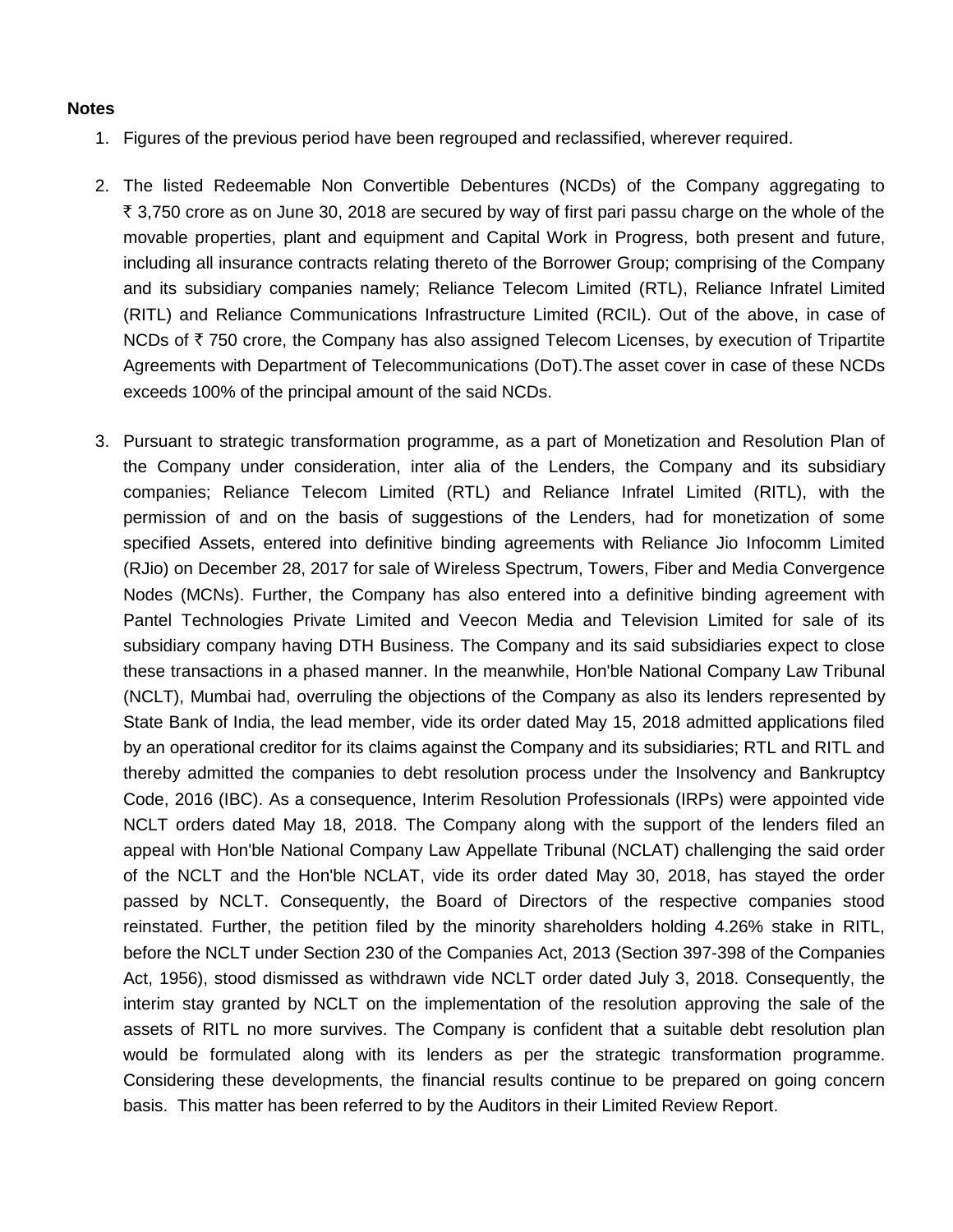**Notes**

1. Figures of the previous period have been regrouped and reclassified, wherever required.

2. The listed Redeemable Non Convertible Debentures (NCDs) of the Company aggregating to ₹ 3,750 crore as on June 30, 2018 are secured by way of first pari passu charge on the whole of the movable properties, plant and equipment and Capital Work in Progress, both present and future, including all insurance contracts relating thereto of the Borrower Group; comprising of the Company and its subsidiary companies namely; Reliance Telecom Limited (RTL), Reliance Infratel Limited (RITL) and Reliance Communications Infrastructure Limited (RCIL). Out of the above, in case of NCDs of ₹ 750 crore, the Company has also assigned Telecom Licenses, by execution of Tripartite Agreements with Department of Telecommunications (DoT).The asset cover in case of these NCDs exceeds 100% of the principal amount of the said NCDs.

3. Pursuant to strategic transformation programme, as a part of Monetization and Resolution Plan of the Company under consideration, inter alia of the Lenders, the Company and its subsidiary companies; Reliance Telecom Limited (RTL) and Reliance Infratel Limited (RITL), with the permission of and on the basis of suggestions of the Lenders, had for monetization of some specified Assets, entered into definitive binding agreements with Reliance Jio Infocomm Limited (RJio) on December 28, 2017 for sale of Wireless Spectrum, Towers, Fiber and Media Convergence Nodes (MCNs). Further, the Company has also entered into a definitive binding agreement with Pantel Technologies Private Limited and Veecon Media and Television Limited for sale of its subsidiary company having DTH Business. The Company and its said subsidiaries expect to close these transactions in a phased manner. In the meanwhile, Hon'ble National Company Law Tribunal (NCLT), Mumbai had, overruling the objections of the Company as also its lenders represented by State Bank of India, the lead member, vide its order dated May 15, 2018 admitted applications filed by an operational creditor for its claims against the Company and its subsidiaries; RTL and RITL and thereby admitted the companies to debt resolution process under the Insolvency and Bankruptcy Code, 2016 (IBC). As a consequence, Interim Resolution Professionals (IRPs) were appointed vide NCLT orders dated May 18, 2018. The Company along with the support of the lenders filed an appeal with Hon'ble National Company Law Appellate Tribunal (NCLAT) challenging the said order of the NCLT and the Hon'ble NCLAT, vide its order dated May 30, 2018, has stayed the order passed by NCLT. Consequently, the Board of Directors of the respective companies stood reinstated. Further, the petition filed by the minority shareholders holding 4.26% stake in RITL, before the NCLT under Section 230 of the Companies Act, 2013 (Section 397-398 of the Companies Act, 1956), stood dismissed as withdrawn vide NCLT order dated July 3, 2018. Consequently, the interim stay granted by NCLT on the implementation of the resolution approving the sale of the assets of RITL no more survives. The Company is confident that a suitable debt resolution plan would be formulated along with its lenders as per the strategic transformation programme. Considering these developments, the financial results continue to be prepared on going concern basis. This matter has been referred to by the Auditors in their Limited Review Report.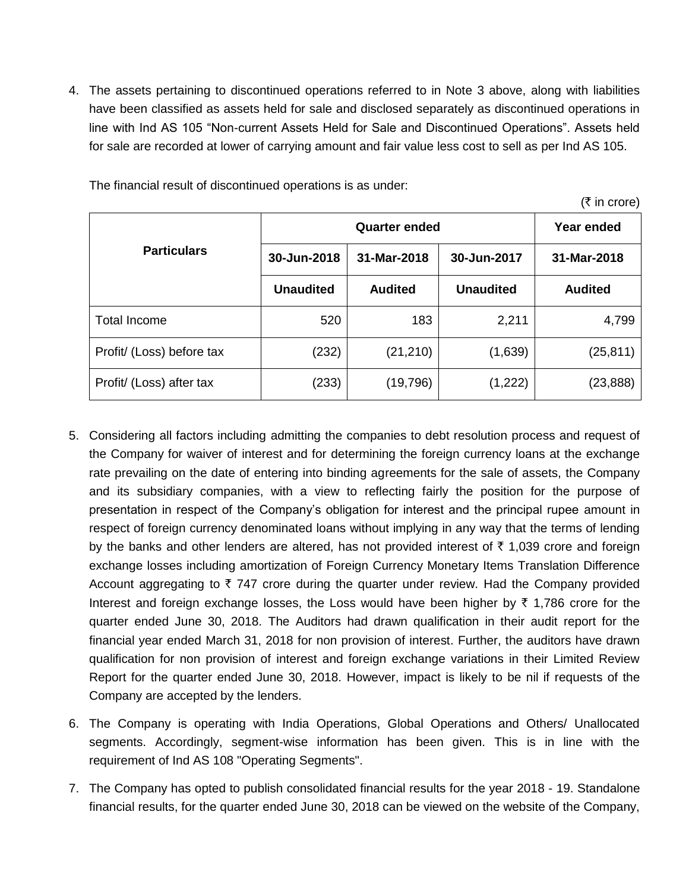4. The assets pertaining to discontinued operations referred to in Note 3 above, along with liabilities have been classified as assets held for sale and disclosed separately as discontinued operations in line with Ind AS 105 “Non-current Assets Held for Sale and Discontinued Operations”. Assets held for sale are recorded at lower of carrying amount and fair value less cost to sell as per Ind AS 105.

   The financial result of discontinued operations is as under:

   (₹ in crore)

| Particulars | Quarter ended | | | Year ended |
|---|---|---|---|---|
| | 30-Jun-2018 | 31-Mar-2018 | 30-Jun-2017 | 31-Mar-2018 |
| | Unaudited | Audited | Unaudited | Audited |
| Total Income | 520 | 183 | 2,211 | 4,799 |
| Profit/ (Loss) before tax | (232) | (21,210) | (1,639) | (25,811) |
| Profit/ (Loss) after tax | (233) | (19,796) | (1,222) | (23,888) |

5. Considering all factors including admitting the companies to debt resolution process and request of the Company for waiver of interest and for determining the foreign currency loans at the exchange rate prevailing on the date of entering into binding agreements for the sale of assets, the Company and its subsidiary companies, with a view to reflecting fairly the position for the purpose of presentation in respect of the Company’s obligation for interest and the principal rupee amount in respect of foreign currency denominated loans without implying in any way that the terms of lending by the banks and other lenders are altered, has not provided interest of ₹ 1,039 crore and foreign exchange losses including amortization of Foreign Currency Monetary Items Translation Difference Account aggregating to ₹ 747 crore during the quarter under review. Had the Company provided Interest and foreign exchange losses, the Loss would have been higher by ₹ 1,786 crore for the quarter ended June 30, 2018. The Auditors had drawn qualification in their audit report for the financial year ended March 31, 2018 for non provision of interest. Further, the auditors have drawn qualification for non provision of interest and foreign exchange variations in their Limited Review Report for the quarter ended June 30, 2018. However, impact is likely to be nil if requests of the Company are accepted by the lenders.

6. The Company is operating with India Operations, Global Operations and Others/ Unallocated segments. Accordingly, segment-wise information has been given. This is in line with the requirement of Ind AS 108 "Operating Segments".

7. The Company has opted to publish consolidated financial results for the year 2018 - 19. Standalone financial results, for the quarter ended June 30, 2018 can be viewed on the website of the Company,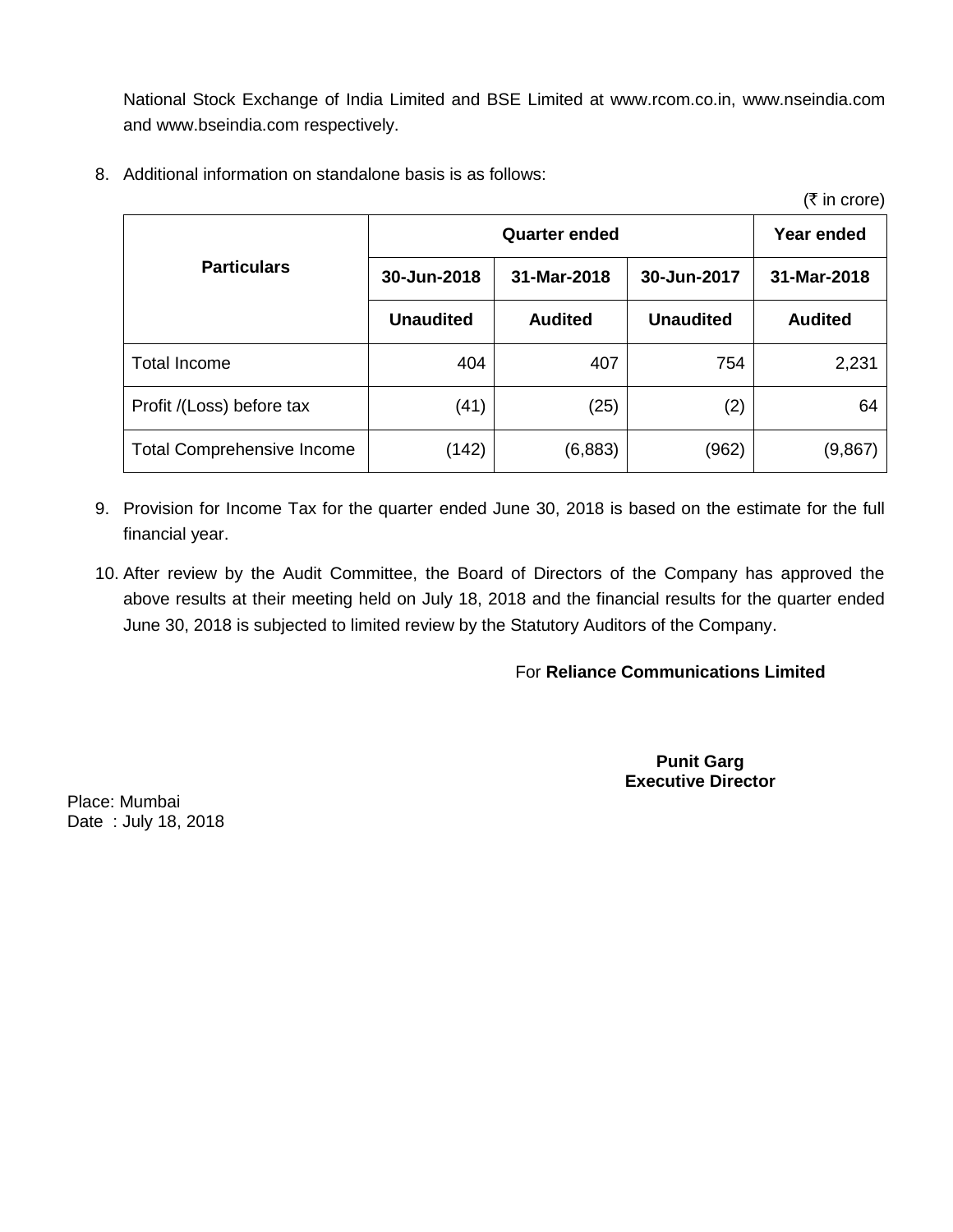National Stock Exchange of India Limited and BSE Limited at www.rcom.co.in, www.nseindia.com and www.bseindia.com respectively.

8. Additional information on standalone basis is as follows:

(₹ in crore)

| Particulars | Quarter ended | | | Year ended |
|---|---|---|---|---|
| | 30-Jun-2018 | 31-Mar-2018 | 30-Jun-2017 | 31-Mar-2018 |
| | Unaudited | Audited | Unaudited | Audited |
| Total Income | 404 | 407 | 754 | 2,231 |
| Profit /(Loss) before tax | (41) | (25) | (2) | 64 |
| Total Comprehensive Income | (142) | (6,883) | (962) | (9,867) |

9. Provision for Income Tax for the quarter ended June 30, 2018 is based on the estimate for the full financial year.

10. After review by the Audit Committee, the Board of Directors of the Company has approved the above results at their meeting held on July 18, 2018 and the financial results for the quarter ended June 30, 2018 is subjected to limited review by the Statutory Auditors of the Company.

For **Reliance Communications Limited**

**Punit Garg**
**Executive Director**

Place: Mumbai
Date : July 18, 2018